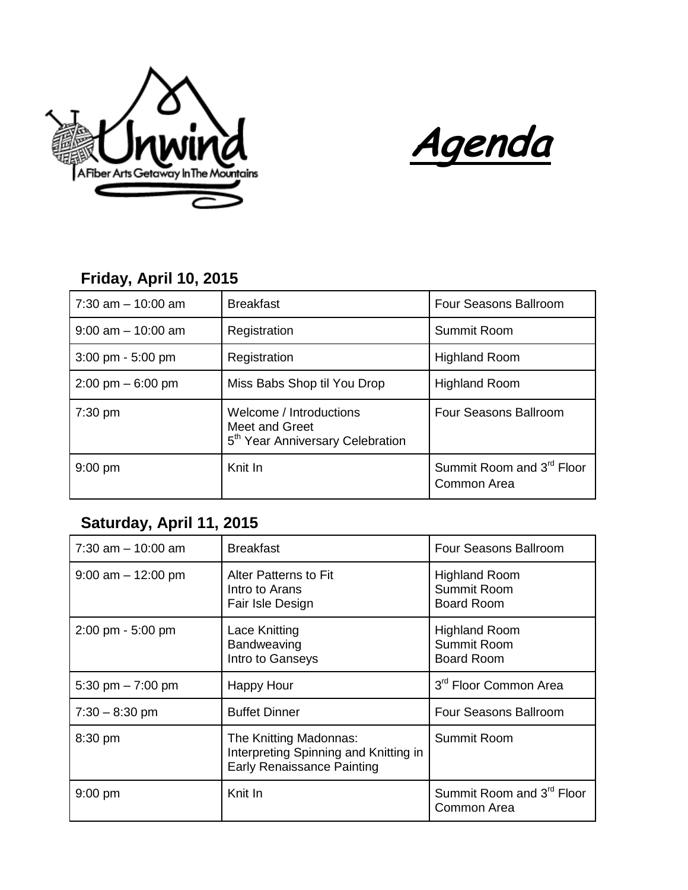Unwind

A Fiber Arts Getaway In The Mountains

# Agenda

## Friday, April 10, 2015

| | | |
|---|---|---|
| 7:30 am – 10:00 am | Breakfast | Four Seasons Ballroom |
| 9:00 am – 10:00 am | Registration | Summit Room |
| 3:00 pm - 5:00 pm | Registration | Highland Room |
| 2:00 pm – 6:00 pm | Miss Babs Shop til You Drop | Highland Room |
| 7:30 pm | Welcome / Introductions<br>Meet and Greet<br>5th Year Anniversary Celebration | Four Seasons Ballroom |
| 9:00 pm | Knit In | Summit Room and 3rd Floor Common Area |

## Saturday, April 11, 2015

| | | |
|---|---|---|
| 7:30 am – 10:00 am | Breakfast | Four Seasons Ballroom |
| 9:00 am – 12:00 pm | Alter Patterns to Fit<br>Intro to Arans<br>Fair Isle Design | Highland Room<br>Summit Room<br>Board Room |
| 2:00 pm - 5:00 pm | Lace Knitting<br>Bandweaving<br>Intro to Ganseys | Highland Room<br>Summit Room<br>Board Room |
| 5:30 pm – 7:00 pm | Happy Hour | 3rd Floor Common Area |
| 7:30 – 8:30 pm | Buffet Dinner | Four Seasons Ballroom |
| 8:30 pm | The Knitting Madonnas:<br>Interpreting Spinning and Knitting in Early Renaissance Painting | Summit Room |
| 9:00 pm | Knit In | Summit Room and 3rd Floor Common Area |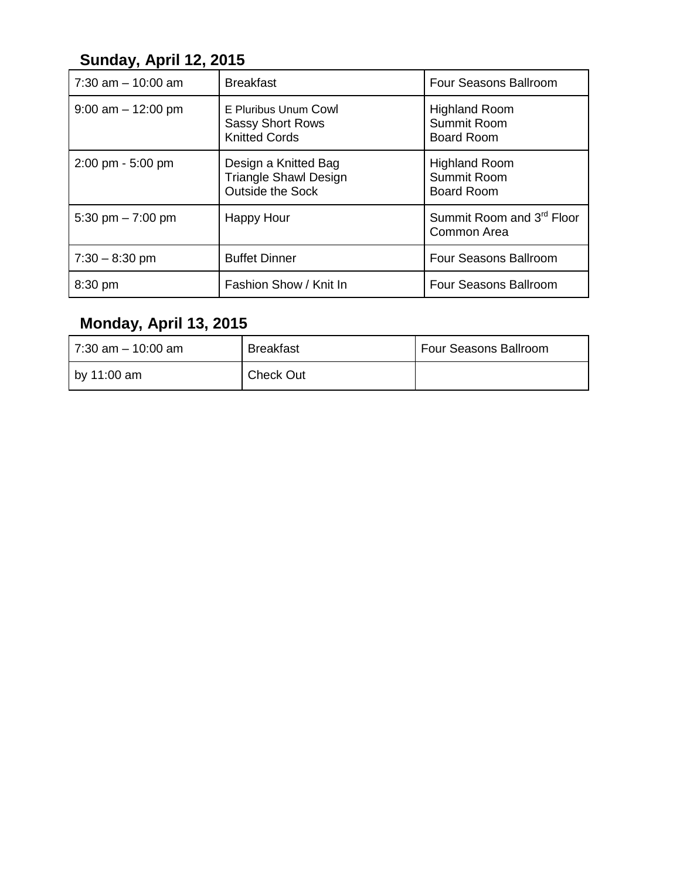## Sunday, April 12, 2015

| | | |
|---|---|---|
| 7:30 am – 10:00 am | Breakfast | Four Seasons Ballroom |
| 9:00 am – 12:00 pm | E Pluribus Unum Cowl<br>Sassy Short Rows<br>Knitted Cords | Highland Room<br>Summit Room<br>Board Room |
| 2:00 pm - 5:00 pm | Design a Knitted Bag<br>Triangle Shawl Design<br>Outside the Sock | Highland Room<br>Summit Room<br>Board Room |
| 5:30 pm – 7:00 pm | Happy Hour | Summit Room and 3rd Floor Common Area |
| 7:30 – 8:30 pm | Buffet Dinner | Four Seasons Ballroom |
| 8:30 pm | Fashion Show / Knit In | Four Seasons Ballroom |

## Monday, April 13, 2015

| | | |
|---|---|---|
| 7:30 am – 10:00 am | Breakfast | Four Seasons Ballroom |
| by 11:00 am | Check Out | |